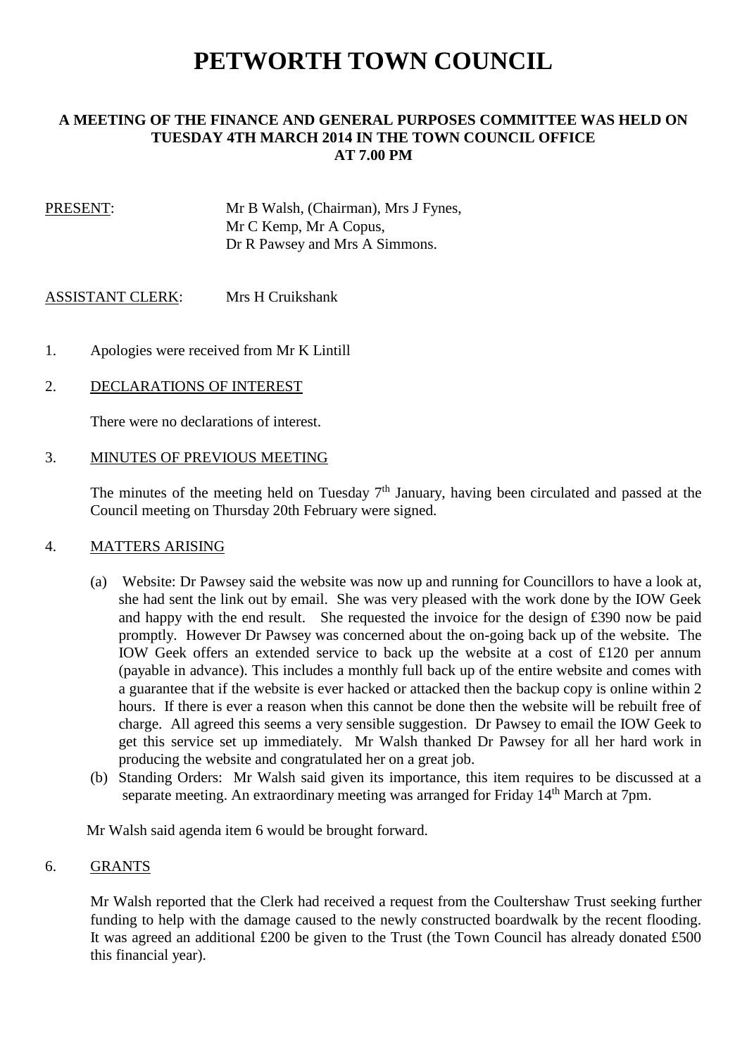# PETWORTH TOWN COUNCIL

**A MEETING OF THE FINANCE AND GENERAL PURPOSES COMMITTEE WAS HELD ON TUESDAY 4TH MARCH 2014 IN THE TOWN COUNCIL OFFICE AT 7.00 PM**

PRESENT: Mr B Walsh, (Chairman), Mrs J Fynes, Mr C Kemp, Mr A Copus, Dr R Pawsey and Mrs A Simmons.

ASSISTANT CLERK: Mrs H Cruikshank

1. Apologies were received from Mr K Lintill

2. DECLARATIONS OF INTEREST

   There were no declarations of interest.

3. MINUTES OF PREVIOUS MEETING

   The minutes of the meeting held on Tuesday 7th January, having been circulated and passed at the Council meeting on Thursday 20th February were signed.

4. MATTERS ARISING

   (a) Website: Dr Pawsey said the website was now up and running for Councillors to have a look at, she had sent the link out by email. She was very pleased with the work done by the IOW Geek and happy with the end result. She requested the invoice for the design of £390 now be paid promptly. However Dr Pawsey was concerned about the on-going back up of the website. The IOW Geek offers an extended service to back up the website at a cost of £120 per annum (payable in advance). This includes a monthly full back up of the entire website and comes with a guarantee that if the website is ever hacked or attacked then the backup copy is online within 2 hours. If there is ever a reason when this cannot be done then the website will be rebuilt free of charge. All agreed this seems a very sensible suggestion. Dr Pawsey to email the IOW Geek to get this service set up immediately. Mr Walsh thanked Dr Pawsey for all her hard work in producing the website and congratulated her on a great job.

   (b) Standing Orders: Mr Walsh said given its importance, this item requires to be discussed at a separate meeting. An extraordinary meeting was arranged for Friday 14th March at 7pm.

Mr Walsh said agenda item 6 would be brought forward.

6. GRANTS

   Mr Walsh reported that the Clerk had received a request from the Coultershaw Trust seeking further funding to help with the damage caused to the newly constructed boardwalk by the recent flooding. It was agreed an additional £200 be given to the Trust (the Town Council has already donated £500 this financial year).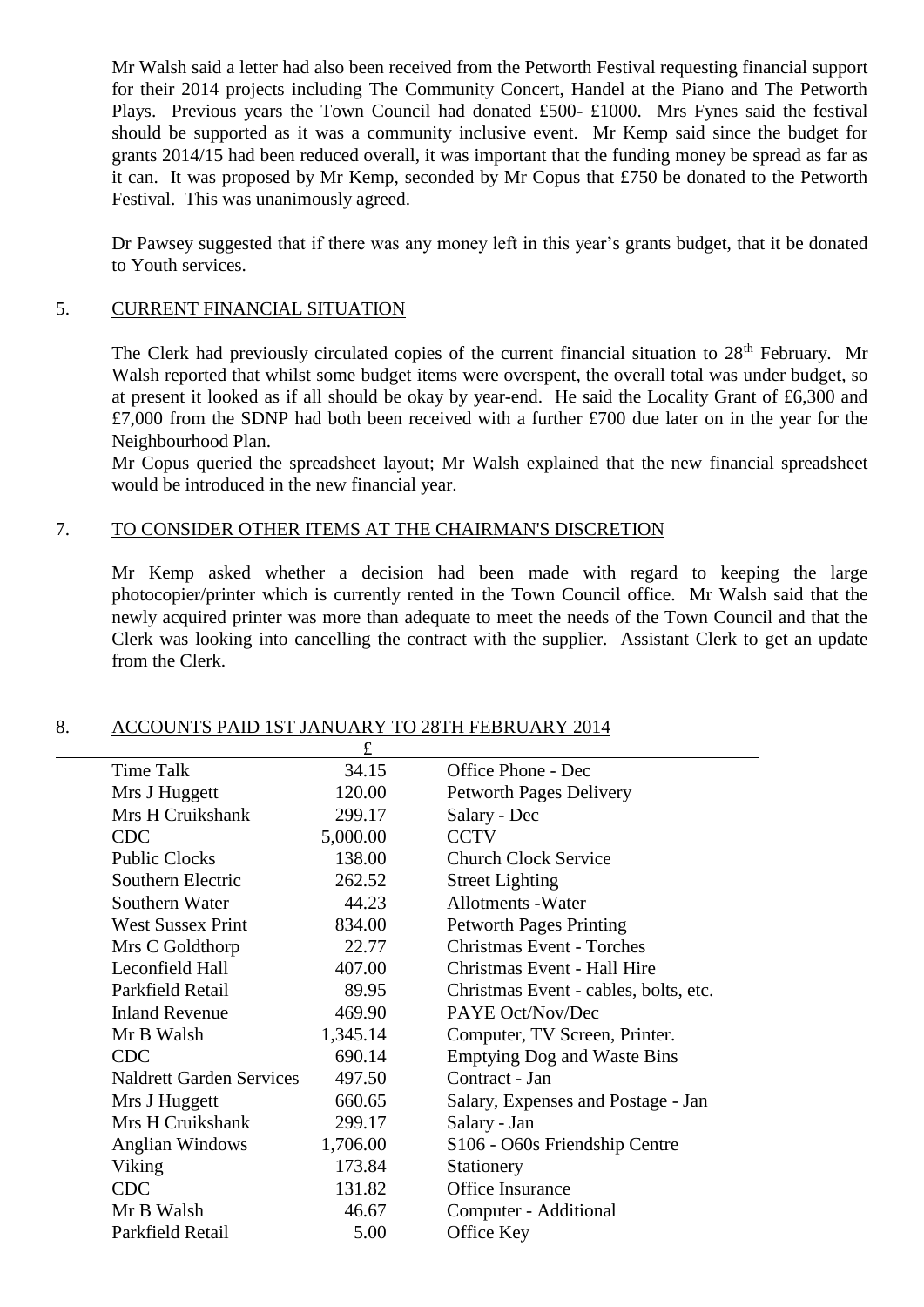Mr Walsh said a letter had also been received from the Petworth Festival requesting financial support for their 2014 projects including The Community Concert, Handel at the Piano and The Petworth Plays. Previous years the Town Council had donated £500- £1000. Mrs Fynes said the festival should be supported as it was a community inclusive event. Mr Kemp said since the budget for grants 2014/15 had been reduced overall, it was important that the funding money be spread as far as it can. It was proposed by Mr Kemp, seconded by Mr Copus that £750 be donated to the Petworth Festival. This was unanimously agreed.

Dr Pawsey suggested that if there was any money left in this year's grants budget, that it be donated to Youth services.

## 5. CURRENT FINANCIAL SITUATION

The Clerk had previously circulated copies of the current financial situation to 28th February. Mr Walsh reported that whilst some budget items were overspent, the overall total was under budget, so at present it looked as if all should be okay by year-end. He said the Locality Grant of £6,300 and £7,000 from the SDNP had both been received with a further £700 due later on in the year for the Neighbourhood Plan.

Mr Copus queried the spreadsheet layout; Mr Walsh explained that the new financial spreadsheet would be introduced in the new financial year.

## 7. TO CONSIDER OTHER ITEMS AT THE CHAIRMAN'S DISCRETION

Mr Kemp asked whether a decision had been made with regard to keeping the large photocopier/printer which is currently rented in the Town Council office. Mr Walsh said that the newly acquired printer was more than adequate to meet the needs of the Town Council and that the Clerk was looking into cancelling the contract with the supplier. Assistant Clerk to get an update from the Clerk.

## 8. ACCOUNTS PAID 1ST JANUARY TO 28TH FEBRUARY 2014

| | £ | |
|---|---|---|
| Time Talk | 34.15 | Office Phone - Dec |
| Mrs J Huggett | 120.00 | Petworth Pages Delivery |
| Mrs H Cruikshank | 299.17 | Salary - Dec |
| CDC | 5,000.00 | CCTV |
| Public Clocks | 138.00 | Church Clock Service |
| Southern Electric | 262.52 | Street Lighting |
| Southern Water | 44.23 | Allotments -Water |
| West Sussex Print | 834.00 | Petworth Pages Printing |
| Mrs C Goldthorp | 22.77 | Christmas Event - Torches |
| Leconfield Hall | 407.00 | Christmas Event - Hall Hire |
| Parkfield Retail | 89.95 | Christmas Event - cables, bolts, etc. |
| Inland Revenue | 469.90 | PAYE Oct/Nov/Dec |
| Mr B Walsh | 1,345.14 | Computer, TV Screen, Printer. |
| CDC | 690.14 | Emptying Dog and Waste Bins |
| Naldrett Garden Services | 497.50 | Contract - Jan |
| Mrs J Huggett | 660.65 | Salary, Expenses and Postage - Jan |
| Mrs H Cruikshank | 299.17 | Salary - Jan |
| Anglian Windows | 1,706.00 | S106 - O60s Friendship Centre |
| Viking | 173.84 | Stationery |
| CDC | 131.82 | Office Insurance |
| Mr B Walsh | 46.67 | Computer - Additional |
| Parkfield Retail | 5.00 | Office Key |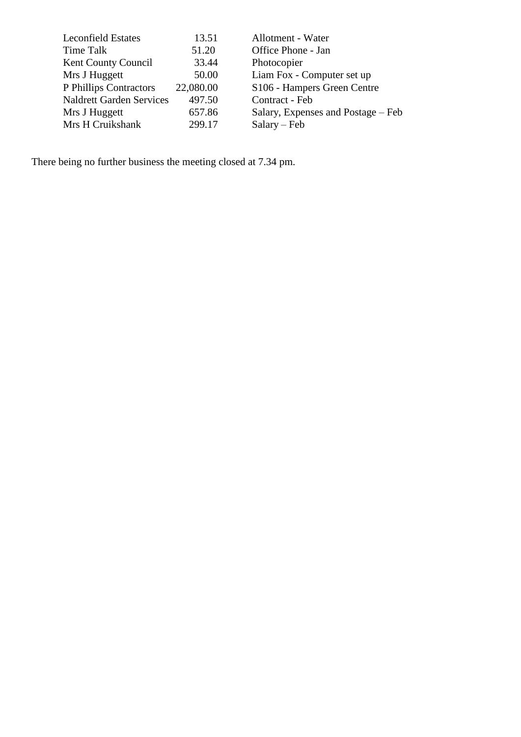| | | |
|---|---|---|
| Leconfield Estates | 13.51 | Allotment - Water |
| Time Talk | 51.20 | Office Phone - Jan |
| Kent County Council | 33.44 | Photocopier |
| Mrs J Huggett | 50.00 | Liam Fox - Computer set up |
| P Phillips Contractors | 22,080.00 | S106 - Hampers Green Centre |
| Naldrett Garden Services | 497.50 | Contract - Feb |
| Mrs J Huggett | 657.86 | Salary, Expenses and Postage – Feb |
| Mrs H Cruikshank | 299.17 | Salary – Feb |

There being no further business the meeting closed at 7.34 pm.